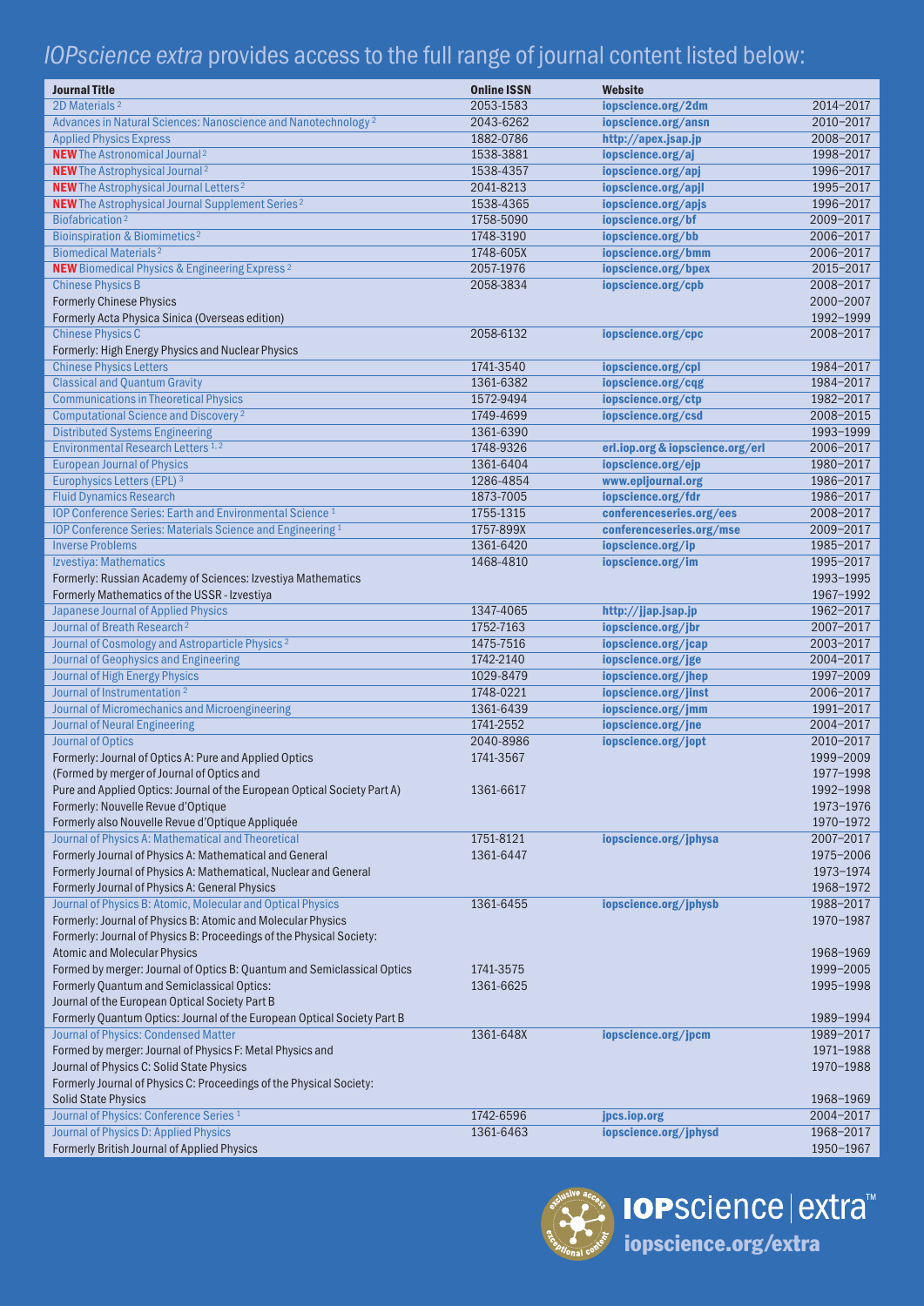# *IOPscience extra* provides access to the full range of journal content listed below:

| Journal Title | Online ISSN | Website | |
|---|---|---|---|
| 2D Materials [2] | 2053-1583 | iopscience.org/2dm | 2014–2017 |
| Advances in Natural Sciences: Nanoscience and Nanotechnology [2] | 2043-6262 | iopscience.org/ansn | 2010–2017 |
| Applied Physics Express | 1882-0786 | http://apex.jsap.jp | 2008–2017 |
| **NEW** The Astronomical Journal [2] | 1538-3881 | iopscience.org/aj | 1998–2017 |
| **NEW** The Astrophysical Journal [2] | 1538-4357 | iopscience.org/apj | 1996–2017 |
| **NEW** The Astrophysical Journal Letters [2] | 2041-8213 | iopscience.org/apjl | 1995–2017 |
| **NEW** The Astrophysical Journal Supplement Series [2] | 1538-4365 | iopscience.org/apjs | 1996–2017 |
| Biofabrication [2] | 1758-5090 | iopscience.org/bf | 2009–2017 |
| Bioinspiration & Biomimetics [2] | 1748-3190 | iopscience.org/bb | 2006–2017 |
| Biomedical Materials [2] | 1748-605X | iopscience.org/bmm | 2006–2017 |
| **NEW** Biomedical Physics & Engineering Express [2] | 2057-1976 | iopscience.org/bpex | 2015–2017 |
| Chinese Physics B | 2058-3834 | iopscience.org/cpb | 2008–2017 |
| Formerly Chinese Physics | | | 2000–2007 |
| Formerly Acta Physica Sinica (Overseas edition) | | | 1992–1999 |
| Chinese Physics C | 2058-6132 | iopscience.org/cpc | 2008–2017 |
| Formerly: High Energy Physics and Nuclear Physics | | | |
| Chinese Physics Letters | 1741-3540 | iopscience.org/cpl | 1984–2017 |
| Classical and Quantum Gravity | 1361-6382 | iopscience.org/cqg | 1984–2017 |
| Communications in Theoretical Physics | 1572-9494 | iopscience.org/ctp | 1982–2017 |
| Computational Science and Discovery [2] | 1749-4699 | iopscience.org/csd | 2008–2015 |
| Distributed Systems Engineering | 1361-6390 | | 1993–1999 |
| Environmental Research Letters [1,2] | 1748-9326 | erl.iop.org & iopscience.org/erl | 2006–2017 |
| European Journal of Physics | 1361-6404 | iopscience.org/ejp | 1980–2017 |
| Europhysics Letters (EPL) [3] | 1286-4854 | www.epljournal.org | 1986–2017 |
| Fluid Dynamics Research | 1873-7005 | iopscience.org/fdr | 1986–2017 |
| IOP Conference Series: Earth and Environmental Science [1] | 1755-1315 | conferenceseries.org/ees | 2008–2017 |
| IOP Conference Series: Materials Science and Engineering [1] | 1757-899X | conferenceseries.org/mse | 2009–2017 |
| Inverse Problems | 1361-6420 | iopscience.org/ip | 1985–2017 |
| Izvestiya: Mathematics | 1468-4810 | iopscience.org/im | 1995–2017 |
| Formerly: Russian Academy of Sciences: Izvestiya Mathematics | | | 1993–1995 |
| Formerly Mathematics of the USSR - Izvestiya | | | 1967–1992 |
| Japanese Journal of Applied Physics | 1347-4065 | http://jjap.jsap.jp | 1962–2017 |
| Journal of Breath Research [2] | 1752-7163 | iopscience.org/jbr | 2007–2017 |
| Journal of Cosmology and Astroparticle Physics [2] | 1475-7516 | iopscience.org/jcap | 2003–2017 |
| Journal of Geophysics and Engineering | 1742-2140 | iopscience.org/jge | 2004–2017 |
| Journal of High Energy Physics | 1029-8479 | iopscience.org/jhep | 1997–2009 |
| Journal of Instrumentation [2] | 1748-0221 | iopscience.org/jinst | 2006–2017 |
| Journal of Micromechanics and Microengineering | 1361-6439 | iopscience.org/jmm | 1991–2017 |
| Journal of Neural Engineering | 1741-2552 | iopscience.org/jne | 2004–2017 |
| Journal of Optics | 2040-8986 | iopscience.org/jopt | 2010–2017 |
| Formerly: Journal of Optics A: Pure and Applied Optics | 1741-3567 | | 1999–2009 |
| (Formed by merger of Journal of Optics and | | | 1977–1998 |
| Pure and Applied Optics: Journal of the European Optical Society Part A) | 1361-6617 | | 1992–1998 |
| Formerly: Nouvelle Revue d'Optique | | | 1973–1976 |
| Formerly also Nouvelle Revue d'Optique Appliquée | | | 1970–1972 |
| Journal of Physics A: Mathematical and Theoretical | 1751-8121 | iopscience.org/jphysa | 2007–2017 |
| Formerly Journal of Physics A: Mathematical and General | 1361-6447 | | 1975–2006 |
| Formerly Journal of Physics A: Mathematical, Nuclear and General | | | 1973–1974 |
| Formerly Journal of Physics A: General Physics | | | 1968–1972 |
| Journal of Physics B: Atomic, Molecular and Optical Physics | 1361-6455 | iopscience.org/jphysb | 1988–2017 |
| Formerly: Journal of Physics B: Atomic and Molecular Physics | | | 1970–1987 |
| Formerly: Journal of Physics B: Proceedings of the Physical Society: Atomic and Molecular Physics | | | 1968–1969 |
| Formed by merger: Journal of Optics B: Quantum and Semiclassical Optics | 1741-3575 | | 1999–2005 |
| Formerly Quantum and Semiclassical Optics: Journal of the European Optical Society Part B | 1361-6625 | | 1995–1998 |
| Formerly Quantum Optics: Journal of the European Optical Society Part B | | | 1989–1994 |
| Journal of Physics: Condensed Matter | 1361-648X | iopscience.org/jpcm | 1989–2017 |
| Formed by merger: Journal of Physics F: Metal Physics and | | | 1971–1988 |
| Journal of Physics C: Solid State Physics | | | 1970–1988 |
| Formerly Journal of Physics C: Proceedings of the Physical Society: Solid State Physics | | | 1968–1969 |
| Journal of Physics: Conference Series [1] | 1742-6596 | jpcs.iop.org | 2004–2017 |
| Journal of Physics D: Applied Physics | 1361-6463 | iopscience.org/jphysd | 1968–2017 |
| Formerly British Journal of Applied Physics | | | 1950–1967 |

**IOPscience | extra**™
iopscience.org/extra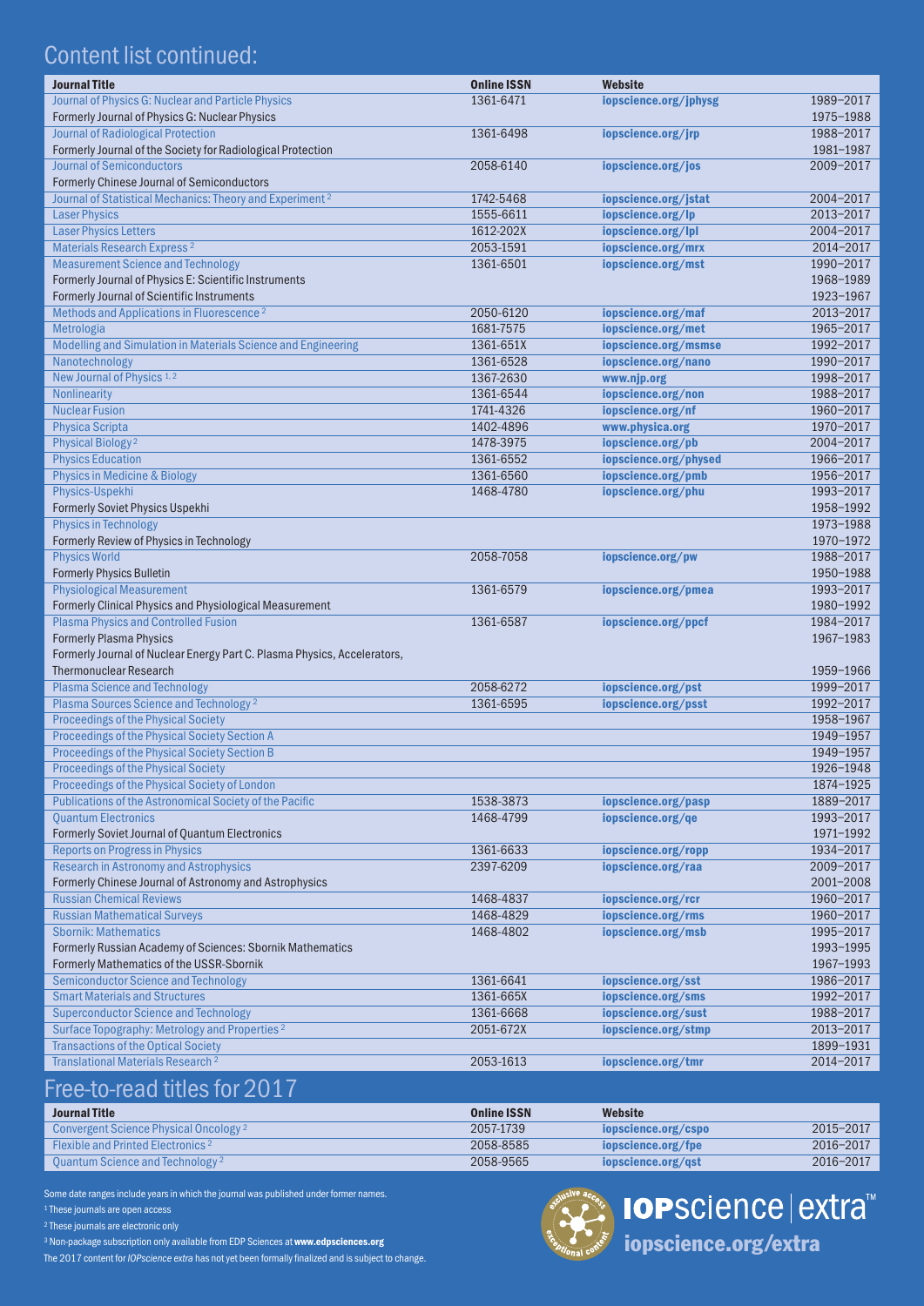## Content list continued:

| Journal Title | Online ISSN | Website | |
|---|---|---|---|
| Journal of Physics G: Nuclear and Particle Physics | 1361-6471 | iopscience.org/jphysg | 1989–2017 |
| Formerly Journal of Physics G: Nuclear Physics | | | 1975–1988 |
| Journal of Radiological Protection | 1361-6498 | iopscience.org/jrp | 1988–2017 |
| Formerly Journal of the Society for Radiological Protection | | | 1981–1987 |
| Journal of Semiconductors | 2058-6140 | iopscience.org/jos | 2009–2017 |
| Formerly Chinese Journal of Semiconductors | | | |
| Journal of Statistical Mechanics: Theory and Experiment [2] | 1742-5468 | iopscience.org/jstat | 2004–2017 |
| Laser Physics | 1555-6611 | iopscience.org/lp | 2013–2017 |
| Laser Physics Letters | 1612-202X | iopscience.org/lpl | 2004–2017 |
| Materials Research Express [2] | 2053-1591 | iopscience.org/mrx | 2014–2017 |
| Measurement Science and Technology | 1361-6501 | iopscience.org/mst | 1990–2017 |
| Formerly Journal of Physics E: Scientific Instruments | | | 1968–1989 |
| Formerly Journal of Scientific Instruments | | | 1923–1967 |
| Methods and Applications in Fluorescence [2] | 2050-6120 | iopscience.org/maf | 2013–2017 |
| Metrologia | 1681-7575 | iopscience.org/met | 1965–2017 |
| Modelling and Simulation in Materials Science and Engineering | 1361-651X | iopscience.org/msmse | 1992–2017 |
| Nanotechnology | 1361-6528 | iopscience.org/nano | 1990–2017 |
| New Journal of Physics [1, 2] | 1367-2630 | www.njp.org | 1998–2017 |
| Nonlinearity | 1361-6544 | iopscience.org/non | 1988–2017 |
| Nuclear Fusion | 1741-4326 | iopscience.org/nf | 1960–2017 |
| Physica Scripta | 1402-4896 | www.physica.org | 1970–2017 |
| Physical Biology [2] | 1478-3975 | iopscience.org/pb | 2004–2017 |
| Physics Education | 1361-6552 | iopscience.org/physed | 1966–2017 |
| Physics in Medicine & Biology | 1361-6560 | iopscience.org/pmb | 1956–2017 |
| Physics-Uspekhi | 1468-4780 | iopscience.org/phu | 1993–2017 |
| Formerly Soviet Physics Uspekhi | | | 1958–1992 |
| Physics in Technology | | | 1973–1988 |
| Formerly Review of Physics in Technology | | | 1970–1972 |
| Physics World | 2058-7058 | iopscience.org/pw | 1988–2017 |
| Formerly Physics Bulletin | | | 1950–1988 |
| Physiological Measurement | 1361-6579 | iopscience.org/pmea | 1993–2017 |
| Formerly Clinical Physics and Physiological Measurement | | | 1980–1992 |
| Plasma Physics and Controlled Fusion | 1361-6587 | iopscience.org/ppcf | 1984–2017 |
| Formerly Plasma Physics | | | 1967–1983 |
| Formerly Journal of Nuclear Energy Part C. Plasma Physics, Accelerators, Thermonuclear Research | | | 1959–1966 |
| Plasma Science and Technology | 2058-6272 | iopscience.org/pst | 1999–2017 |
| Plasma Sources Science and Technology [2] | 1361-6595 | iopscience.org/psst | 1992–2017 |
| Proceedings of the Physical Society | | | 1958–1967 |
| Proceedings of the Physical Society Section A | | | 1949–1957 |
| Proceedings of the Physical Society Section B | | | 1949–1957 |
| Proceedings of the Physical Society | | | 1926–1948 |
| Proceedings of the Physical Society of London | | | 1874–1925 |
| Publications of the Astronomical Society of the Pacific | 1538-3873 | iopscience.org/pasp | 1889–2017 |
| Quantum Electronics | 1468-4799 | iopscience.org/qe | 1993–2017 |
| Formerly Soviet Journal of Quantum Electronics | | | 1971–1992 |
| Reports on Progress in Physics | 1361-6633 | iopscience.org/ropp | 1934–2017 |
| Research in Astronomy and Astrophysics | 2397-6209 | iopscience.org/raa | 2009–2017 |
| Formerly Chinese Journal of Astronomy and Astrophysics | | | 2001–2008 |
| Russian Chemical Reviews | 1468-4837 | iopscience.org/rcr | 1960–2017 |
| Russian Mathematical Surveys | 1468-4829 | iopscience.org/rms | 1960–2017 |
| Sbornik: Mathematics | 1468-4802 | iopscience.org/msb | 1995–2017 |
| Formerly Russian Academy of Sciences: Sbornik Mathematics | | | 1993–1995 |
| Formerly Mathematics of the USSR-Sbornik | | | 1967–1993 |
| Semiconductor Science and Technology | 1361-6641 | iopscience.org/sst | 1986–2017 |
| Smart Materials and Structures | 1361-665X | iopscience.org/sms | 1992–2017 |
| Superconductor Science and Technology | 1361-6668 | iopscience.org/sust | 1988–2017 |
| Surface Topography: Metrology and Properties [2] | 2051-672X | iopscience.org/stmp | 2013–2017 |
| Transactions of the Optical Society | | | 1899–1931 |
| Translational Materials Research [2] | 2053-1613 | iopscience.org/tmr | 2014–2017 |

## Free-to-read titles for 2017

| Journal Title | Online ISSN | Website | |
|---|---|---|---|
| Convergent Science Physical Oncology [2] | 2057-1739 | iopscience.org/cspo | 2015–2017 |
| Flexible and Printed Electronics [2] | 2058-8585 | iopscience.org/fpe | 2016–2017 |
| Quantum Science and Technology [2] | 2058-9565 | iopscience.org/qst | 2016–2017 |

Some date ranges include years in which the journal was published under former names.

[1] These journals are open access

[2] These journals are electronic only

[3] Non-package subscription only available from EDP Sciences at **www.edpsciences.org**

The 2017 content for *IOPscience extra* has not yet been formally finalized and is subject to change.

exclusive access · exceptional content

**IOPscience | extra™**

**iopscience.org/extra**